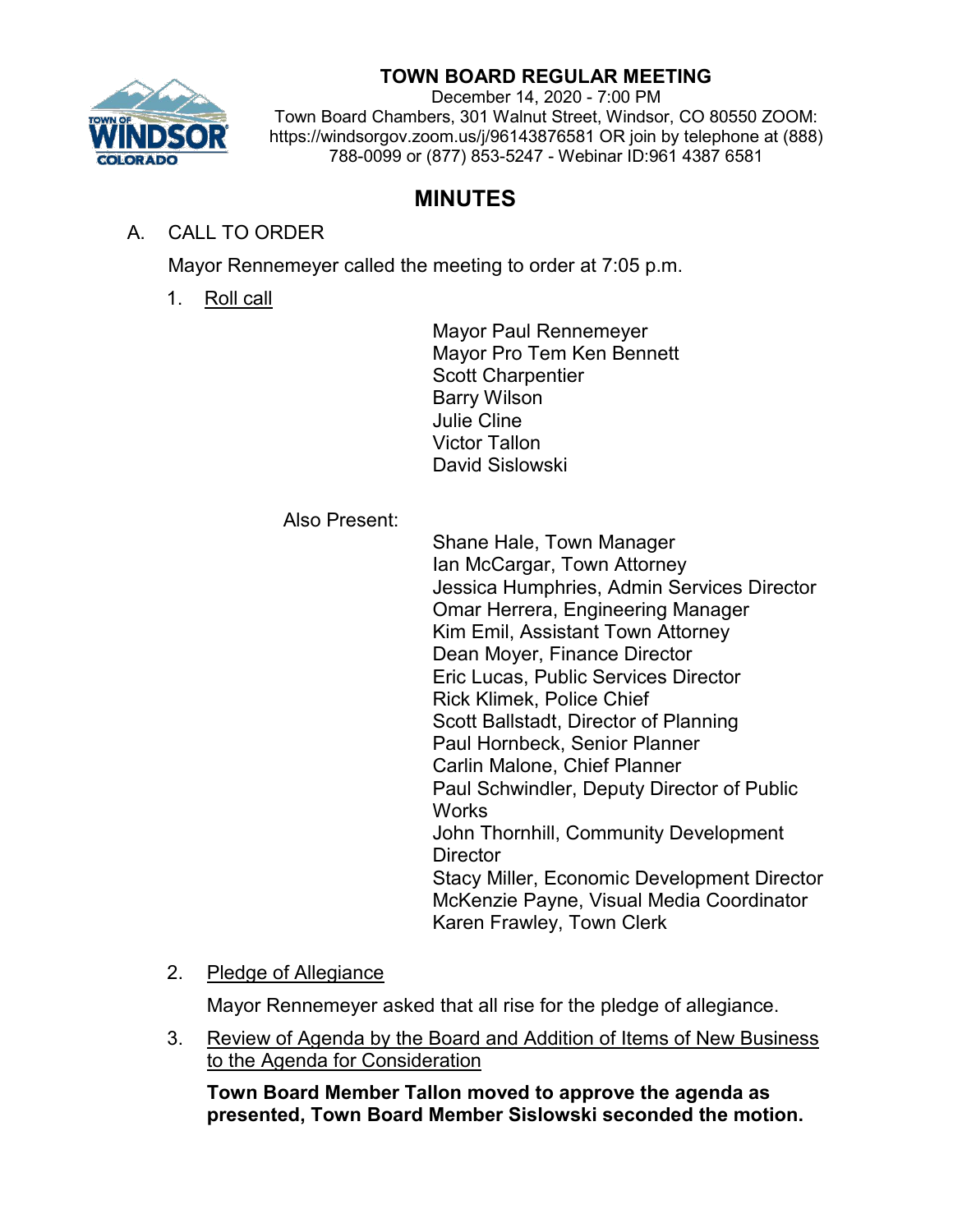# TOWN BOARD REGULAR MEETING

December 14, 2020 - 7:00 PM
Town Board Chambers, 301 Walnut Street, Windsor, CO 80550 ZOOM: https://windsorgov.zoom.us/j/96143876581 OR join by telephone at (888) 788-0099 or (877) 853-5247 - Webinar ID:961 4387 6581

## MINUTES

A. CALL TO ORDER

Mayor Rennemeyer called the meeting to order at 7:05 p.m.

1. Roll call

Mayor Paul Rennemeyer
Mayor Pro Tem Ken Bennett
Scott Charpentier
Barry Wilson
Julie Cline
Victor Tallon
David Sislowski

Also Present:

Shane Hale, Town Manager
Ian McCargar, Town Attorney
Jessica Humphries, Admin Services Director
Omar Herrera, Engineering Manager
Kim Emil, Assistant Town Attorney
Dean Moyer, Finance Director
Eric Lucas, Public Services Director
Rick Klimek, Police Chief
Scott Ballstadt, Director of Planning
Paul Hornbeck, Senior Planner
Carlin Malone, Chief Planner
Paul Schwindler, Deputy Director of Public Works
John Thornhill, Community Development Director
Stacy Miller, Economic Development Director
McKenzie Payne, Visual Media Coordinator
Karen Frawley, Town Clerk

2. Pledge of Allegiance

Mayor Rennemeyer asked that all rise for the pledge of allegiance.

3. Review of Agenda by the Board and Addition of Items of New Business to the Agenda for Consideration

**Town Board Member Tallon moved to approve the agenda as presented, Town Board Member Sislowski seconded the motion.**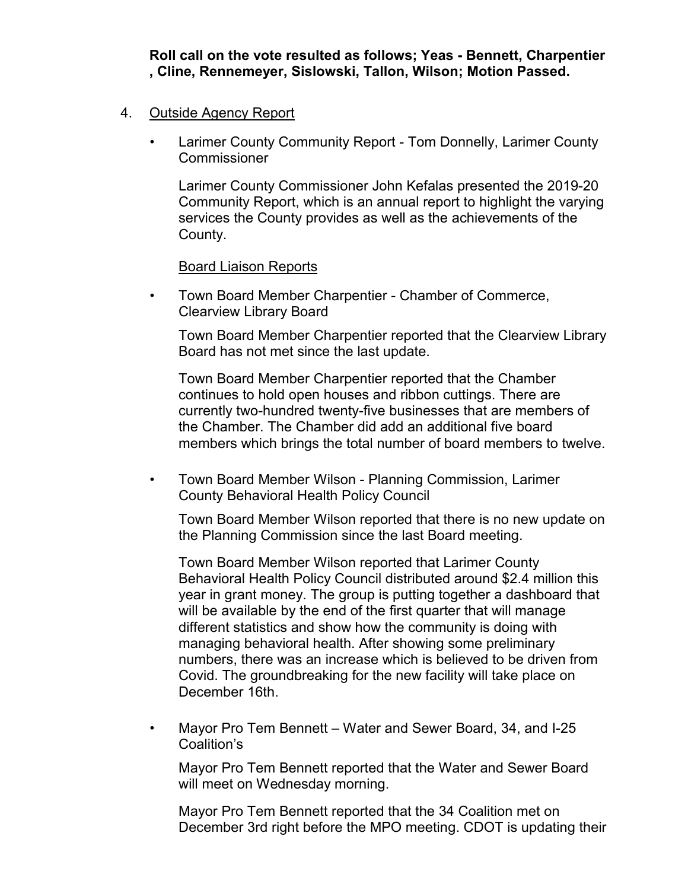**Roll call on the vote resulted as follows; Yeas - Bennett, Charpentier , Cline, Rennemeyer, Sislowski, Tallon, Wilson; Motion Passed.**

4. Outside Agency Report

- Larimer County Community Report - Tom Donnelly, Larimer County Commissioner

  Larimer County Commissioner John Kefalas presented the 2019-20 Community Report, which is an annual report to highlight the varying services the County provides as well as the achievements of the County.

  Board Liaison Reports

- Town Board Member Charpentier - Chamber of Commerce, Clearview Library Board

  Town Board Member Charpentier reported that the Clearview Library Board has not met since the last update.

  Town Board Member Charpentier reported that the Chamber continues to hold open houses and ribbon cuttings. There are currently two-hundred twenty-five businesses that are members of the Chamber. The Chamber did add an additional five board members which brings the total number of board members to twelve.

- Town Board Member Wilson - Planning Commission, Larimer County Behavioral Health Policy Council

  Town Board Member Wilson reported that there is no new update on the Planning Commission since the last Board meeting.

  Town Board Member Wilson reported that Larimer County Behavioral Health Policy Council distributed around $2.4 million this year in grant money. The group is putting together a dashboard that will be available by the end of the first quarter that will manage different statistics and show how the community is doing with managing behavioral health. After showing some preliminary numbers, there was an increase which is believed to be driven from Covid. The groundbreaking for the new facility will take place on December 16th.

- Mayor Pro Tem Bennett – Water and Sewer Board, 34, and I-25 Coalition's

  Mayor Pro Tem Bennett reported that the Water and Sewer Board will meet on Wednesday morning.

  Mayor Pro Tem Bennett reported that the 34 Coalition met on December 3rd right before the MPO meeting. CDOT is updating their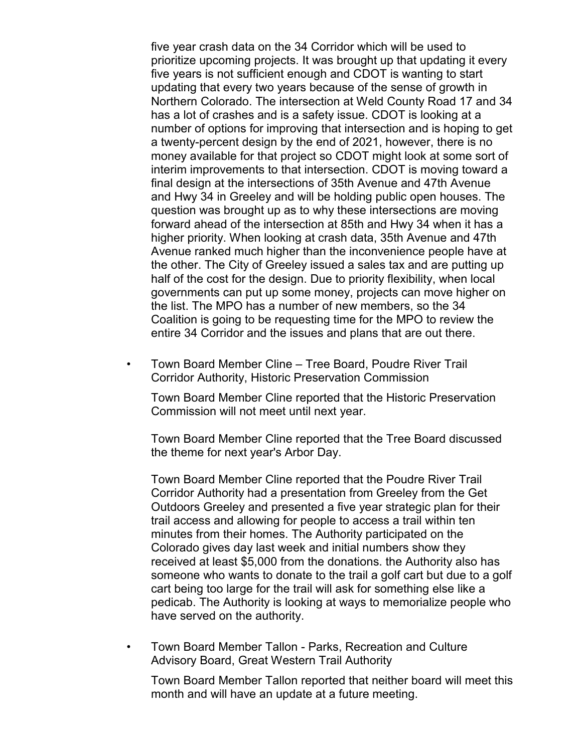five year crash data on the 34 Corridor which will be used to prioritize upcoming projects. It was brought up that updating it every five years is not sufficient enough and CDOT is wanting to start updating that every two years because of the sense of growth in Northern Colorado. The intersection at Weld County Road 17 and 34 has a lot of crashes and is a safety issue. CDOT is looking at a number of options for improving that intersection and is hoping to get a twenty-percent design by the end of 2021, however, there is no money available for that project so CDOT might look at some sort of interim improvements to that intersection. CDOT is moving toward a final design at the intersections of 35th Avenue and 47th Avenue and Hwy 34 in Greeley and will be holding public open houses. The question was brought up as to why these intersections are moving forward ahead of the intersection at 85th and Hwy 34 when it has a higher priority. When looking at crash data, 35th Avenue and 47th Avenue ranked much higher than the inconvenience people have at the other. The City of Greeley issued a sales tax and are putting up half of the cost for the design. Due to priority flexibility, when local governments can put up some money, projects can move higher on the list. The MPO has a number of new members, so the 34 Coalition is going to be requesting time for the MPO to review the entire 34 Corridor and the issues and plans that are out there.

- Town Board Member Cline – Tree Board, Poudre River Trail Corridor Authority, Historic Preservation Commission

  Town Board Member Cline reported that the Historic Preservation Commission will not meet until next year.

  Town Board Member Cline reported that the Tree Board discussed the theme for next year's Arbor Day.

  Town Board Member Cline reported that the Poudre River Trail Corridor Authority had a presentation from Greeley from the Get Outdoors Greeley and presented a five year strategic plan for their trail access and allowing for people to access a trail within ten minutes from their homes. The Authority participated on the Colorado gives day last week and initial numbers show they received at least $5,000 from the donations. the Authority also has someone who wants to donate to the trail a golf cart but due to a golf cart being too large for the trail will ask for something else like a pedicab. The Authority is looking at ways to memorialize people who have served on the authority.

- Town Board Member Tallon - Parks, Recreation and Culture Advisory Board, Great Western Trail Authority

  Town Board Member Tallon reported that neither board will meet this month and will have an update at a future meeting.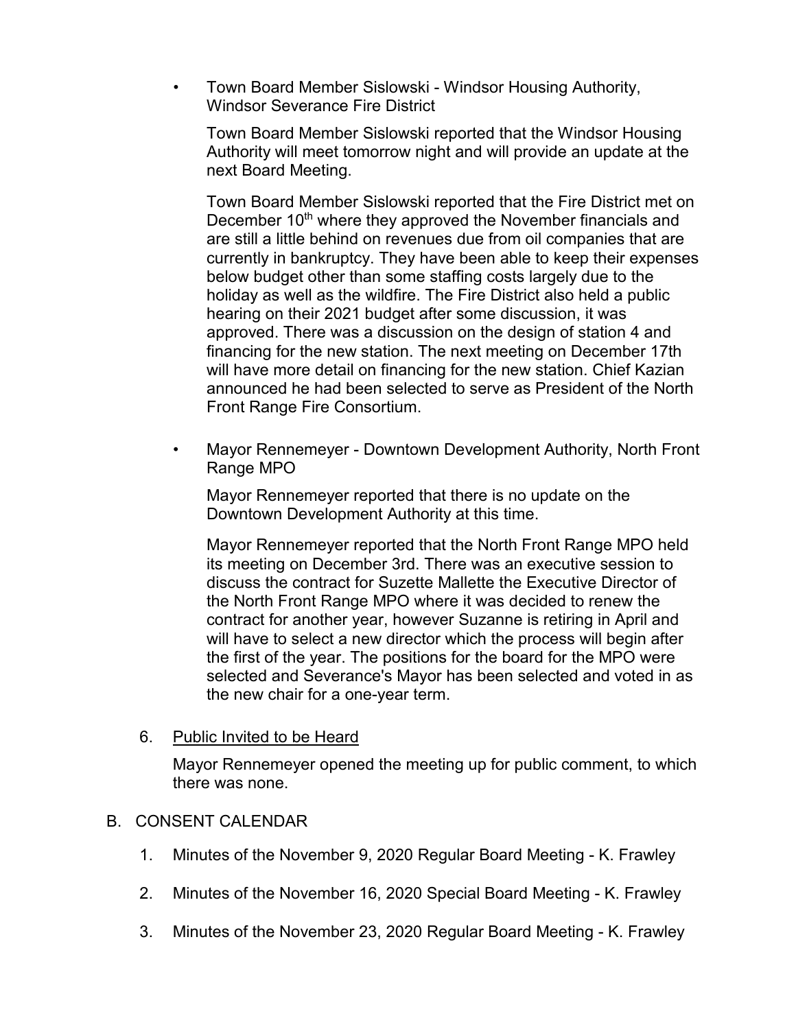- Town Board Member Sislowski - Windsor Housing Authority, Windsor Severance Fire District

  Town Board Member Sislowski reported that the Windsor Housing Authority will meet tomorrow night and will provide an update at the next Board Meeting.

  Town Board Member Sislowski reported that the Fire District met on December 10th where they approved the November financials and are still a little behind on revenues due from oil companies that are currently in bankruptcy. They have been able to keep their expenses below budget other than some staffing costs largely due to the holiday as well as the wildfire. The Fire District also held a public hearing on their 2021 budget after some discussion, it was approved. There was a discussion on the design of station 4 and financing for the new station. The next meeting on December 17th will have more detail on financing for the new station. Chief Kazian announced he had been selected to serve as President of the North Front Range Fire Consortium.

- Mayor Rennemeyer - Downtown Development Authority, North Front Range MPO

  Mayor Rennemeyer reported that there is no update on the Downtown Development Authority at this time.

  Mayor Rennemeyer reported that the North Front Range MPO held its meeting on December 3rd. There was an executive session to discuss the contract for Suzette Mallette the Executive Director of the North Front Range MPO where it was decided to renew the contract for another year, however Suzanne is retiring in April and will have to select a new director which the process will begin after the first of the year. The positions for the board for the MPO were selected and Severance's Mayor has been selected and voted in as the new chair for a one-year term.

6. Public Invited to be Heard

   Mayor Rennemeyer opened the meeting up for public comment, to which there was none.

B. CONSENT CALENDAR

   1. Minutes of the November 9, 2020 Regular Board Meeting - K. Frawley

   2. Minutes of the November 16, 2020 Special Board Meeting - K. Frawley

   3. Minutes of the November 23, 2020 Regular Board Meeting - K. Frawley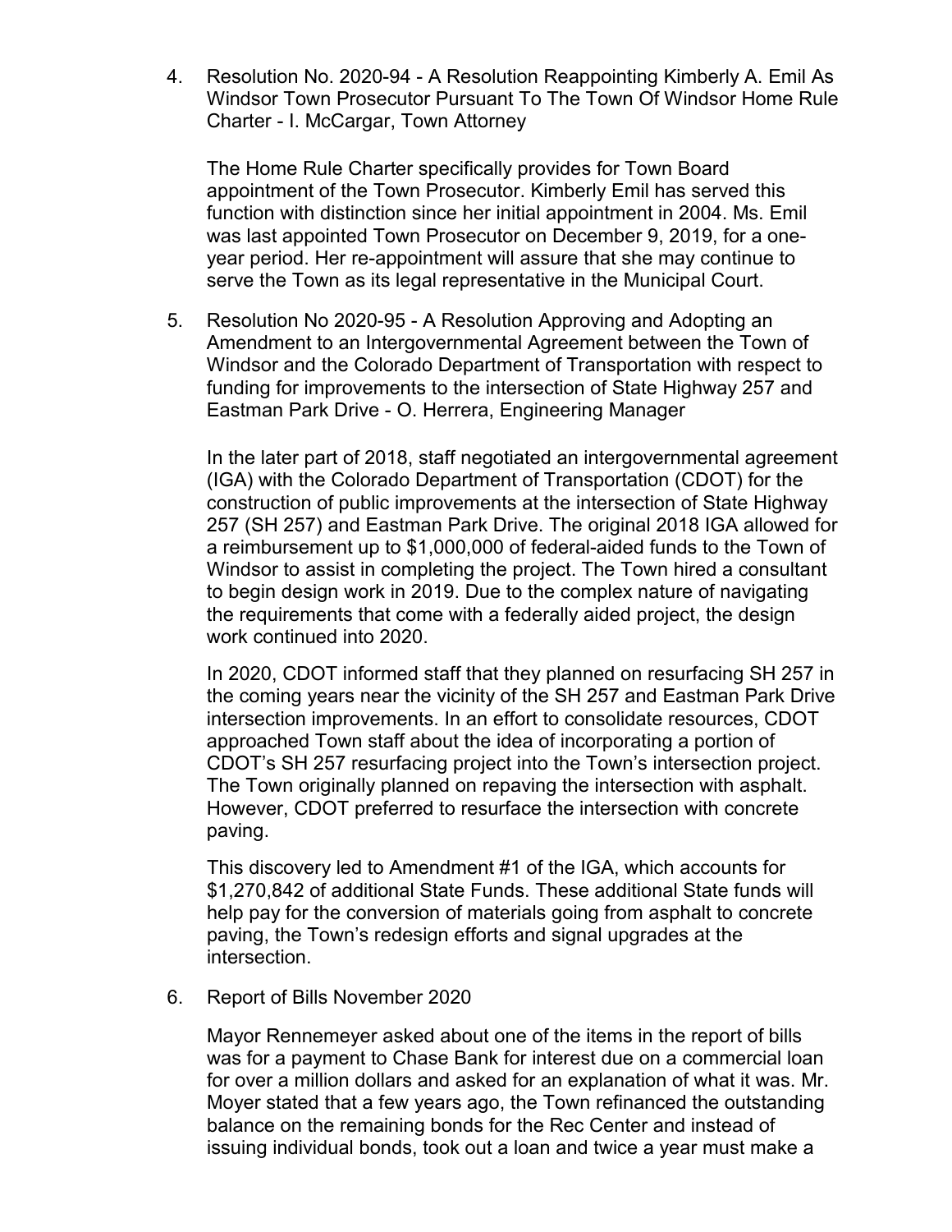4. Resolution No. 2020-94 - A Resolution Reappointing Kimberly A. Emil As Windsor Town Prosecutor Pursuant To The Town Of Windsor Home Rule Charter - I. McCargar, Town Attorney

   The Home Rule Charter specifically provides for Town Board appointment of the Town Prosecutor. Kimberly Emil has served this function with distinction since her initial appointment in 2004. Ms. Emil was last appointed Town Prosecutor on December 9, 2019, for a one-year period. Her re-appointment will assure that she may continue to serve the Town as its legal representative in the Municipal Court.

5. Resolution No 2020-95 - A Resolution Approving and Adopting an Amendment to an Intergovernmental Agreement between the Town of Windsor and the Colorado Department of Transportation with respect to funding for improvements to the intersection of State Highway 257 and Eastman Park Drive - O. Herrera, Engineering Manager

   In the later part of 2018, staff negotiated an intergovernmental agreement (IGA) with the Colorado Department of Transportation (CDOT) for the construction of public improvements at the intersection of State Highway 257 (SH 257) and Eastman Park Drive. The original 2018 IGA allowed for a reimbursement up to $1,000,000 of federal-aided funds to the Town of Windsor to assist in completing the project. The Town hired a consultant to begin design work in 2019. Due to the complex nature of navigating the requirements that come with a federally aided project, the design work continued into 2020.

   In 2020, CDOT informed staff that they planned on resurfacing SH 257 in the coming years near the vicinity of the SH 257 and Eastman Park Drive intersection improvements. In an effort to consolidate resources, CDOT approached Town staff about the idea of incorporating a portion of CDOT's SH 257 resurfacing project into the Town's intersection project. The Town originally planned on repaving the intersection with asphalt. However, CDOT preferred to resurface the intersection with concrete paving.

   This discovery led to Amendment #1 of the IGA, which accounts for $1,270,842 of additional State Funds. These additional State funds will help pay for the conversion of materials going from asphalt to concrete paving, the Town's redesign efforts and signal upgrades at the intersection.

6. Report of Bills November 2020

   Mayor Rennemeyer asked about one of the items in the report of bills was for a payment to Chase Bank for interest due on a commercial loan for over a million dollars and asked for an explanation of what it was. Mr. Moyer stated that a few years ago, the Town refinanced the outstanding balance on the remaining bonds for the Rec Center and instead of issuing individual bonds, took out a loan and twice a year must make a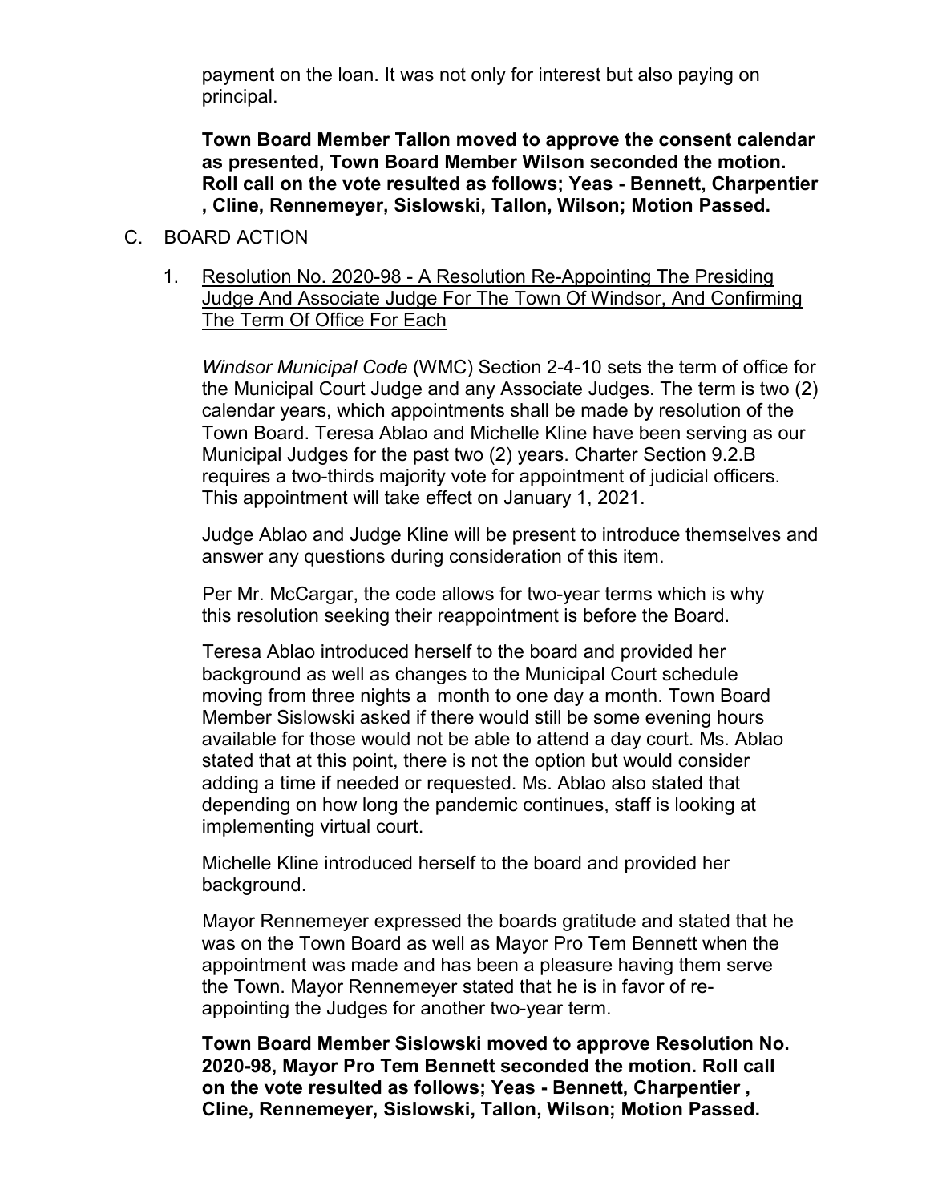payment on the loan. It was not only for interest but also paying on principal.

**Town Board Member Tallon moved to approve the consent calendar as presented, Town Board Member Wilson seconded the motion. Roll call on the vote resulted as follows; Yeas - Bennett, Charpentier , Cline, Rennemeyer, Sislowski, Tallon, Wilson; Motion Passed.**

C. BOARD ACTION

1. Resolution No. 2020-98 - A Resolution Re-Appointing The Presiding Judge And Associate Judge For The Town Of Windsor, And Confirming The Term Of Office For Each

   *Windsor Municipal Code* (WMC) Section 2-4-10 sets the term of office for the Municipal Court Judge and any Associate Judges. The term is two (2) calendar years, which appointments shall be made by resolution of the Town Board. Teresa Ablao and Michelle Kline have been serving as our Municipal Judges for the past two (2) years. Charter Section 9.2.B requires a two-thirds majority vote for appointment of judicial officers. This appointment will take effect on January 1, 2021.

   Judge Ablao and Judge Kline will be present to introduce themselves and answer any questions during consideration of this item.

   Per Mr. McCargar, the code allows for two-year terms which is why this resolution seeking their reappointment is before the Board.

   Teresa Ablao introduced herself to the board and provided her background as well as changes to the Municipal Court schedule moving from three nights a month to one day a month. Town Board Member Sislowski asked if there would still be some evening hours available for those would not be able to attend a day court. Ms. Ablao stated that at this point, there is not the option but would consider adding a time if needed or requested. Ms. Ablao also stated that depending on how long the pandemic continues, staff is looking at implementing virtual court.

   Michelle Kline introduced herself to the board and provided her background.

   Mayor Rennemeyer expressed the boards gratitude and stated that he was on the Town Board as well as Mayor Pro Tem Bennett when the appointment was made and has been a pleasure having them serve the Town. Mayor Rennemeyer stated that he is in favor of re-appointing the Judges for another two-year term.

   **Town Board Member Sislowski moved to approve Resolution No. 2020-98, Mayor Pro Tem Bennett seconded the motion. Roll call on the vote resulted as follows; Yeas - Bennett, Charpentier , Cline, Rennemeyer, Sislowski, Tallon, Wilson; Motion Passed.**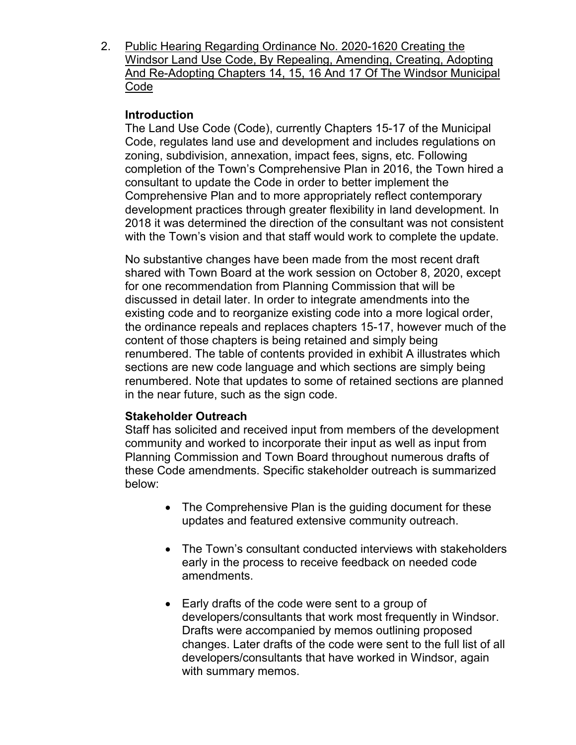2. Public Hearing Regarding Ordinance No. 2020-1620 Creating the Windsor Land Use Code, By Repealing, Amending, Creating, Adopting And Re-Adopting Chapters 14, 15, 16 And 17 Of The Windsor Municipal Code

**Introduction**

The Land Use Code (Code), currently Chapters 15-17 of the Municipal Code, regulates land use and development and includes regulations on zoning, subdivision, annexation, impact fees, signs, etc. Following completion of the Town's Comprehensive Plan in 2016, the Town hired a consultant to update the Code in order to better implement the Comprehensive Plan and to more appropriately reflect contemporary development practices through greater flexibility in land development. In 2018 it was determined the direction of the consultant was not consistent with the Town's vision and that staff would work to complete the update.

No substantive changes have been made from the most recent draft shared with Town Board at the work session on October 8, 2020, except for one recommendation from Planning Commission that will be discussed in detail later. In order to integrate amendments into the existing code and to reorganize existing code into a more logical order, the ordinance repeals and replaces chapters 15-17, however much of the content of those chapters is being retained and simply being renumbered. The table of contents provided in exhibit A illustrates which sections are new code language and which sections are simply being renumbered. Note that updates to some of retained sections are planned in the near future, such as the sign code.

**Stakeholder Outreach**

Staff has solicited and received input from members of the development community and worked to incorporate their input as well as input from Planning Commission and Town Board throughout numerous drafts of these Code amendments. Specific stakeholder outreach is summarized below:

- The Comprehensive Plan is the guiding document for these updates and featured extensive community outreach.
- The Town's consultant conducted interviews with stakeholders early in the process to receive feedback on needed code amendments.
- Early drafts of the code were sent to a group of developers/consultants that work most frequently in Windsor. Drafts were accompanied by memos outlining proposed changes. Later drafts of the code were sent to the full list of all developers/consultants that have worked in Windsor, again with summary memos.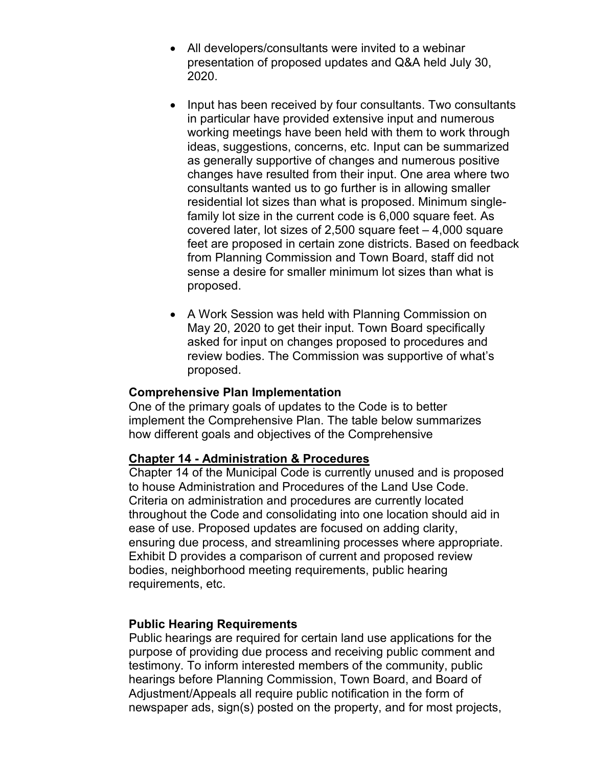- All developers/consultants were invited to a webinar presentation of proposed updates and Q&A held July 30, 2020.

- Input has been received by four consultants. Two consultants in particular have provided extensive input and numerous working meetings have been held with them to work through ideas, suggestions, concerns, etc. Input can be summarized as generally supportive of changes and numerous positive changes have resulted from their input. One area where two consultants wanted us to go further is in allowing smaller residential lot sizes than what is proposed. Minimum single-family lot size in the current code is 6,000 square feet. As covered later, lot sizes of 2,500 square feet – 4,000 square feet are proposed in certain zone districts. Based on feedback from Planning Commission and Town Board, staff did not sense a desire for smaller minimum lot sizes than what is proposed.

- A Work Session was held with Planning Commission on May 20, 2020 to get their input. Town Board specifically asked for input on changes proposed to procedures and review bodies. The Commission was supportive of what's proposed.

**Comprehensive Plan Implementation**

One of the primary goals of updates to the Code is to better implement the Comprehensive Plan. The table below summarizes how different goals and objectives of the Comprehensive

**Chapter 14 - Administration & Procedures**

Chapter 14 of the Municipal Code is currently unused and is proposed to house Administration and Procedures of the Land Use Code. Criteria on administration and procedures are currently located throughout the Code and consolidating into one location should aid in ease of use. Proposed updates are focused on adding clarity, ensuring due process, and streamlining processes where appropriate. Exhibit D provides a comparison of current and proposed review bodies, neighborhood meeting requirements, public hearing requirements, etc.

**Public Hearing Requirements**

Public hearings are required for certain land use applications for the purpose of providing due process and receiving public comment and testimony. To inform interested members of the community, public hearings before Planning Commission, Town Board, and Board of Adjustment/Appeals all require public notification in the form of newspaper ads, sign(s) posted on the property, and for most projects,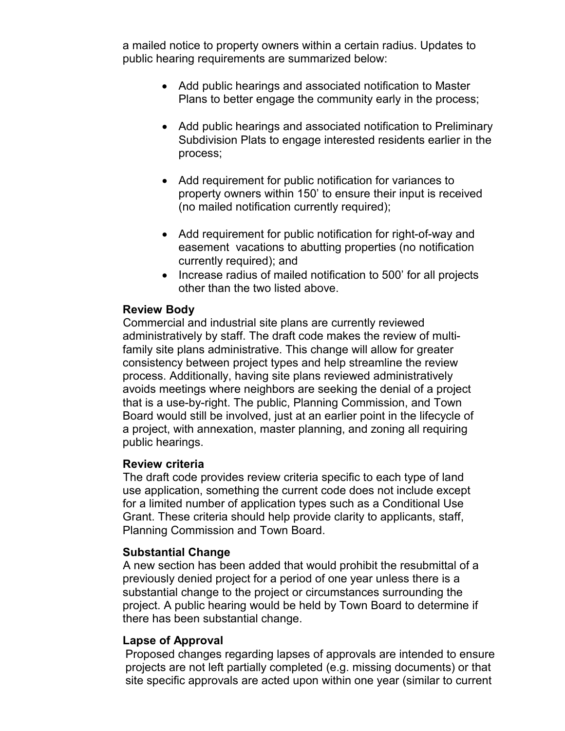a mailed notice to property owners within a certain radius. Updates to public hearing requirements are summarized below:

- Add public hearings and associated notification to Master Plans to better engage the community early in the process;
- Add public hearings and associated notification to Preliminary Subdivision Plats to engage interested residents earlier in the process;
- Add requirement for public notification for variances to property owners within 150' to ensure their input is received (no mailed notification currently required);
- Add requirement for public notification for right-of-way and easement vacations to abutting properties (no notification currently required); and
- Increase radius of mailed notification to 500' for all projects other than the two listed above.

**Review Body**

Commercial and industrial site plans are currently reviewed administratively by staff. The draft code makes the review of multi-family site plans administrative. This change will allow for greater consistency between project types and help streamline the review process. Additionally, having site plans reviewed administratively avoids meetings where neighbors are seeking the denial of a project that is a use-by-right. The public, Planning Commission, and Town Board would still be involved, just at an earlier point in the lifecycle of a project, with annexation, master planning, and zoning all requiring public hearings.

**Review criteria**

The draft code provides review criteria specific to each type of land use application, something the current code does not include except for a limited number of application types such as a Conditional Use Grant. These criteria should help provide clarity to applicants, staff, Planning Commission and Town Board.

**Substantial Change**

A new section has been added that would prohibit the resubmittal of a previously denied project for a period of one year unless there is a substantial change to the project or circumstances surrounding the project. A public hearing would be held by Town Board to determine if there has been substantial change.

**Lapse of Approval**

Proposed changes regarding lapses of approvals are intended to ensure projects are not left partially completed (e.g. missing documents) or that site specific approvals are acted upon within one year (similar to current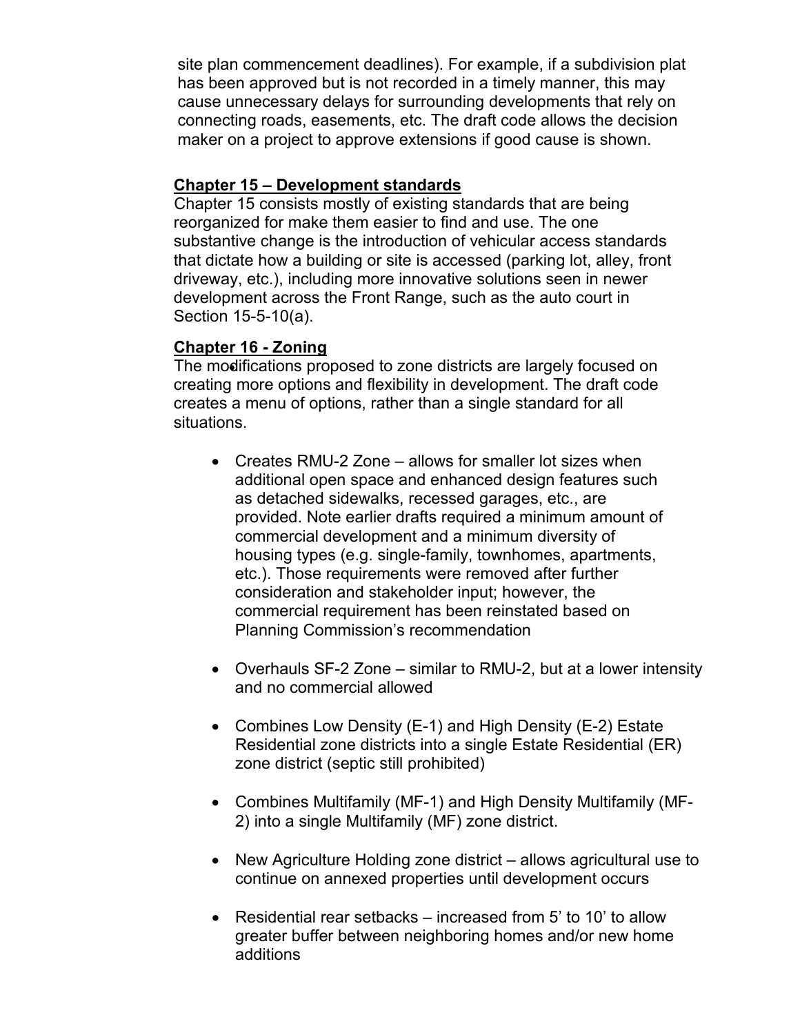site plan commencement deadlines). For example, if a subdivision plat has been approved but is not recorded in a timely manner, this may cause unnecessary delays for surrounding developments that rely on connecting roads, easements, etc. The draft code allows the decision maker on a project to approve extensions if good cause is shown.

## Chapter 15 – Development standards

Chapter 15 consists mostly of existing standards that are being reorganized for make them easier to find and use. The one substantive change is the introduction of vehicular access standards that dictate how a building or site is accessed (parking lot, alley, front driveway, etc.), including more innovative solutions seen in newer development across the Front Range, such as the auto court in Section 15-5-10(a).

## Chapter 16 - Zoning

The modifications proposed to zone districts are largely focused on creating more options and flexibility in development. The draft code creates a menu of options, rather than a single standard for all situations.

- Creates RMU-2 Zone – allows for smaller lot sizes when additional open space and enhanced design features such as detached sidewalks, recessed garages, etc., are provided. Note earlier drafts required a minimum amount of commercial development and a minimum diversity of housing types (e.g. single-family, townhomes, apartments, etc.). Those requirements were removed after further consideration and stakeholder input; however, the commercial requirement has been reinstated based on Planning Commission's recommendation

- Overhauls SF-2 Zone – similar to RMU-2, but at a lower intensity and no commercial allowed

- Combines Low Density (E-1) and High Density (E-2) Estate Residential zone districts into a single Estate Residential (ER) zone district (septic still prohibited)

- Combines Multifamily (MF-1) and High Density Multifamily (MF-2) into a single Multifamily (MF) zone district.

- New Agriculture Holding zone district – allows agricultural use to continue on annexed properties until development occurs

- Residential rear setbacks – increased from 5' to 10' to allow greater buffer between neighboring homes and/or new home additions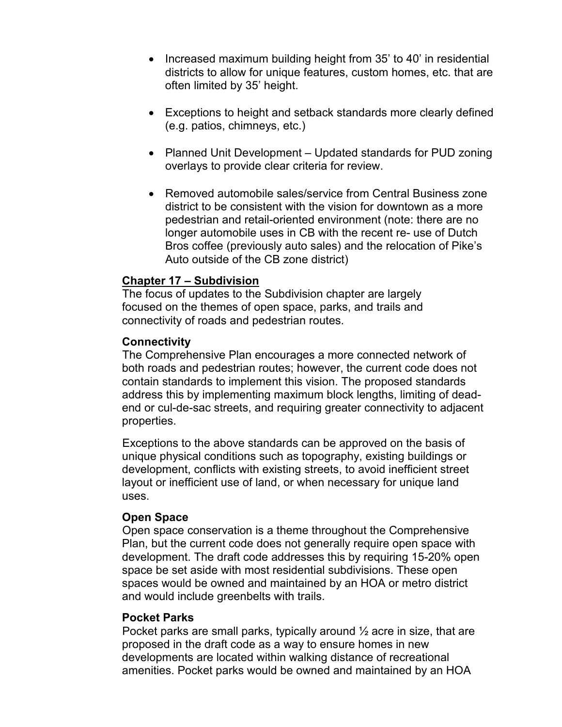- Increased maximum building height from 35' to 40' in residential districts to allow for unique features, custom homes, etc. that are often limited by 35' height.

- Exceptions to height and setback standards more clearly defined (e.g. patios, chimneys, etc.)

- Planned Unit Development – Updated standards for PUD zoning overlays to provide clear criteria for review.

- Removed automobile sales/service from Central Business zone district to be consistent with the vision for downtown as a more pedestrian and retail-oriented environment (note: there are no longer automobile uses in CB with the recent re- use of Dutch Bros coffee (previously auto sales) and the relocation of Pike's Auto outside of the CB zone district)

## Chapter 17 – Subdivision

The focus of updates to the Subdivision chapter are largely focused on the themes of open space, parks, and trails and connectivity of roads and pedestrian routes.

### Connectivity

The Comprehensive Plan encourages a more connected network of both roads and pedestrian routes; however, the current code does not contain standards to implement this vision. The proposed standards address this by implementing maximum block lengths, limiting of dead-end or cul-de-sac streets, and requiring greater connectivity to adjacent properties.

Exceptions to the above standards can be approved on the basis of unique physical conditions such as topography, existing buildings or development, conflicts with existing streets, to avoid inefficient street layout or inefficient use of land, or when necessary for unique land uses.

### Open Space

Open space conservation is a theme throughout the Comprehensive Plan, but the current code does not generally require open space with development. The draft code addresses this by requiring 15-20% open space be set aside with most residential subdivisions. These open spaces would be owned and maintained by an HOA or metro district and would include greenbelts with trails.

### Pocket Parks

Pocket parks are small parks, typically around ½ acre in size, that are proposed in the draft code as a way to ensure homes in new developments are located within walking distance of recreational amenities. Pocket parks would be owned and maintained by an HOA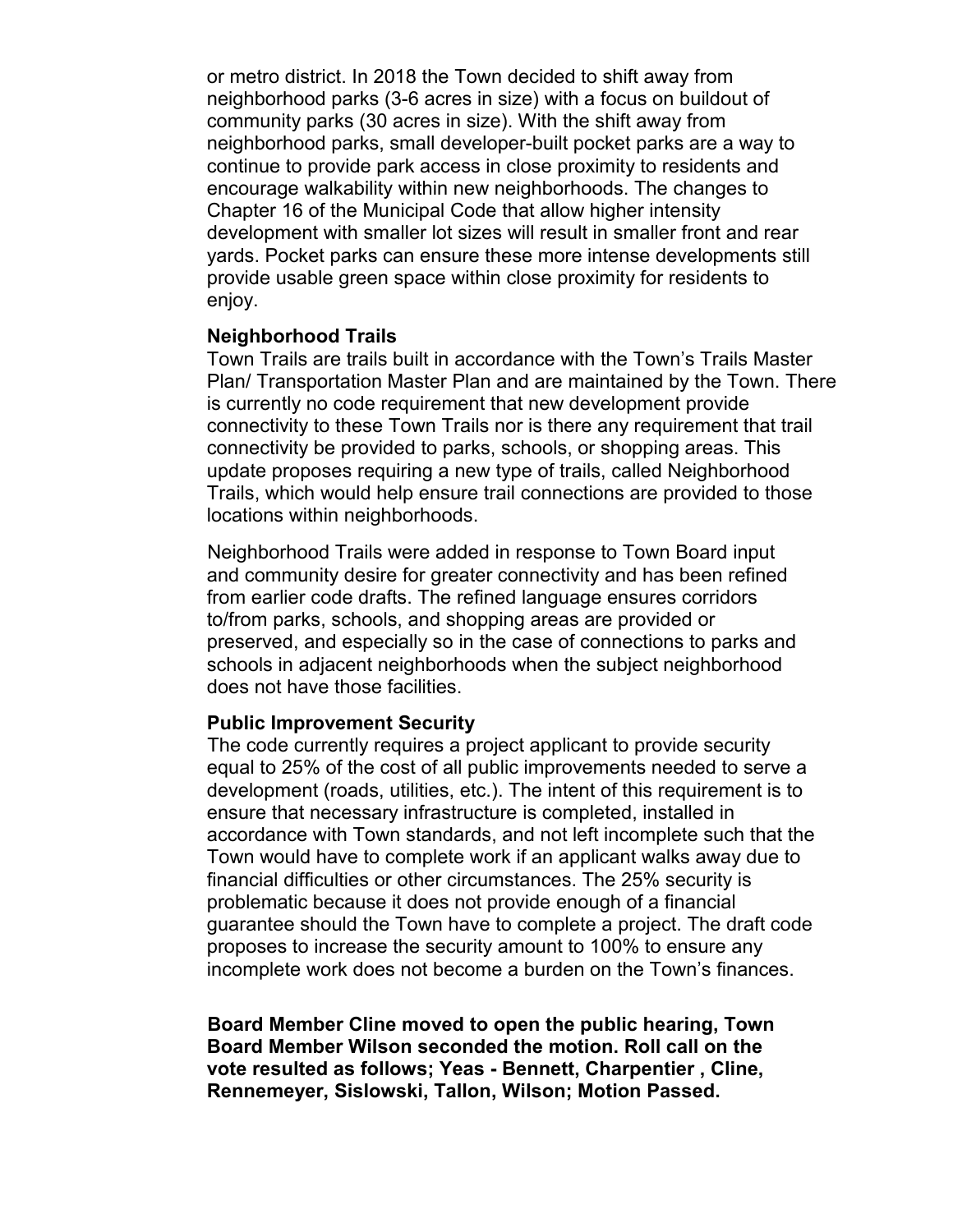or metro district. In 2018 the Town decided to shift away from neighborhood parks (3-6 acres in size) with a focus on buildout of community parks (30 acres in size). With the shift away from neighborhood parks, small developer-built pocket parks are a way to continue to provide park access in close proximity to residents and encourage walkability within new neighborhoods. The changes to Chapter 16 of the Municipal Code that allow higher intensity development with smaller lot sizes will result in smaller front and rear yards. Pocket parks can ensure these more intense developments still provide usable green space within close proximity for residents to enjoy.

**Neighborhood Trails**

Town Trails are trails built in accordance with the Town's Trails Master Plan/ Transportation Master Plan and are maintained by the Town. There is currently no code requirement that new development provide connectivity to these Town Trails nor is there any requirement that trail connectivity be provided to parks, schools, or shopping areas. This update proposes requiring a new type of trails, called Neighborhood Trails, which would help ensure trail connections are provided to those locations within neighborhoods.

Neighborhood Trails were added in response to Town Board input and community desire for greater connectivity and has been refined from earlier code drafts. The refined language ensures corridors to/from parks, schools, and shopping areas are provided or preserved, and especially so in the case of connections to parks and schools in adjacent neighborhoods when the subject neighborhood does not have those facilities.

**Public Improvement Security**

The code currently requires a project applicant to provide security equal to 25% of the cost of all public improvements needed to serve a development (roads, utilities, etc.). The intent of this requirement is to ensure that necessary infrastructure is completed, installed in accordance with Town standards, and not left incomplete such that the Town would have to complete work if an applicant walks away due to financial difficulties or other circumstances. The 25% security is problematic because it does not provide enough of a financial guarantee should the Town have to complete a project. The draft code proposes to increase the security amount to 100% to ensure any incomplete work does not become a burden on the Town's finances.

**Board Member Cline moved to open the public hearing, Town Board Member Wilson seconded the motion. Roll call on the vote resulted as follows; Yeas - Bennett, Charpentier , Cline, Rennemeyer, Sislowski, Tallon, Wilson; Motion Passed.**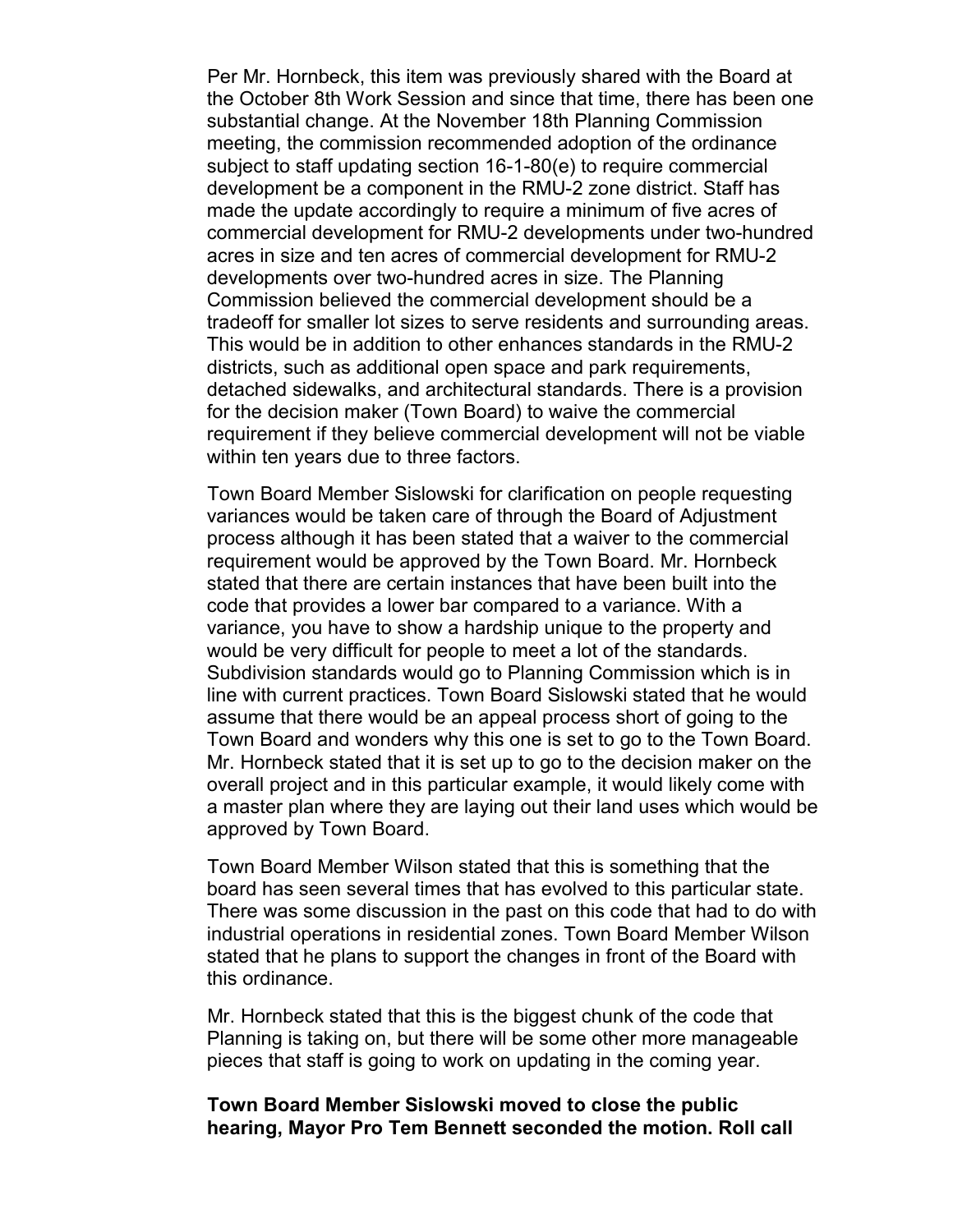Per Mr. Hornbeck, this item was previously shared with the Board at the October 8th Work Session and since that time, there has been one substantial change. At the November 18th Planning Commission meeting, the commission recommended adoption of the ordinance subject to staff updating section 16-1-80(e) to require commercial development be a component in the RMU-2 zone district. Staff has made the update accordingly to require a minimum of five acres of commercial development for RMU-2 developments under two-hundred acres in size and ten acres of commercial development for RMU-2 developments over two-hundred acres in size. The Planning Commission believed the commercial development should be a tradeoff for smaller lot sizes to serve residents and surrounding areas. This would be in addition to other enhances standards in the RMU-2 districts, such as additional open space and park requirements, detached sidewalks, and architectural standards. There is a provision for the decision maker (Town Board) to waive the commercial requirement if they believe commercial development will not be viable within ten years due to three factors.

Town Board Member Sislowski for clarification on people requesting variances would be taken care of through the Board of Adjustment process although it has been stated that a waiver to the commercial requirement would be approved by the Town Board. Mr. Hornbeck stated that there are certain instances that have been built into the code that provides a lower bar compared to a variance. With a variance, you have to show a hardship unique to the property and would be very difficult for people to meet a lot of the standards. Subdivision standards would go to Planning Commission which is in line with current practices. Town Board Sislowski stated that he would assume that there would be an appeal process short of going to the Town Board and wonders why this one is set to go to the Town Board. Mr. Hornbeck stated that it is set up to go to the decision maker on the overall project and in this particular example, it would likely come with a master plan where they are laying out their land uses which would be approved by Town Board.

Town Board Member Wilson stated that this is something that the board has seen several times that has evolved to this particular state. There was some discussion in the past on this code that had to do with industrial operations in residential zones. Town Board Member Wilson stated that he plans to support the changes in front of the Board with this ordinance.

Mr. Hornbeck stated that this is the biggest chunk of the code that Planning is taking on, but there will be some other more manageable pieces that staff is going to work on updating in the coming year.

**Town Board Member Sislowski moved to close the public hearing, Mayor Pro Tem Bennett seconded the motion. Roll call**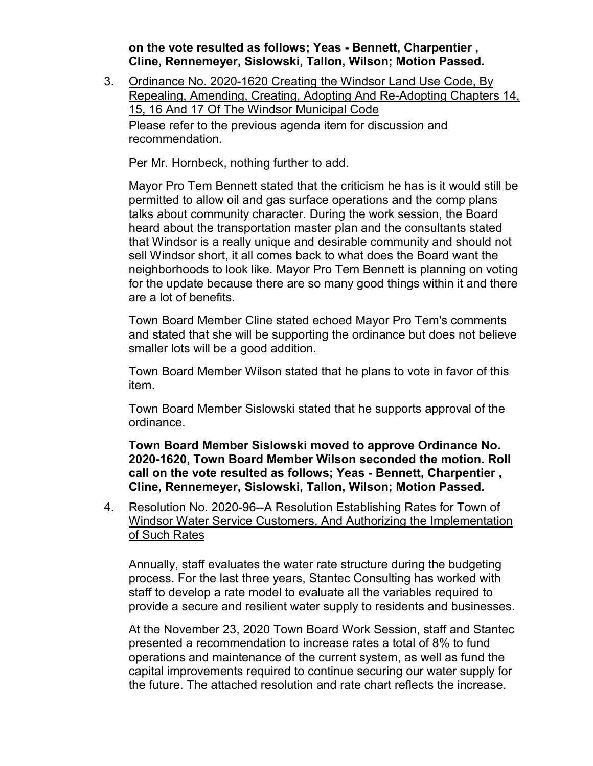**on the vote resulted as follows; Yeas - Bennett, Charpentier , Cline, Rennemeyer, Sislowski, Tallon, Wilson; Motion Passed.**

3. Ordinance No. 2020-1620 Creating the Windsor Land Use Code, By Repealing, Amending, Creating, Adopting And Re-Adopting Chapters 14, 15, 16 And 17 Of The Windsor Municipal Code

   Please refer to the previous agenda item for discussion and recommendation.

   Per Mr. Hornbeck, nothing further to add.

   Mayor Pro Tem Bennett stated that the criticism he has is it would still be permitted to allow oil and gas surface operations and the comp plans talks about community character. During the work session, the Board heard about the transportation master plan and the consultants stated that Windsor is a really unique and desirable community and should not sell Windsor short, it all comes back to what does the Board want the neighborhoods to look like. Mayor Pro Tem Bennett is planning on voting for the update because there are so many good things within it and there are a lot of benefits.

   Town Board Member Cline stated echoed Mayor Pro Tem's comments and stated that she will be supporting the ordinance but does not believe smaller lots will be a good addition.

   Town Board Member Wilson stated that he plans to vote in favor of this item.

   Town Board Member Sislowski stated that he supports approval of the ordinance.

   **Town Board Member Sislowski moved to approve Ordinance No. 2020-1620, Town Board Member Wilson seconded the motion. Roll call on the vote resulted as follows; Yeas - Bennett, Charpentier , Cline, Rennemeyer, Sislowski, Tallon, Wilson; Motion Passed.**

4. Resolution No. 2020-96--A Resolution Establishing Rates for Town of Windsor Water Service Customers, And Authorizing the Implementation of Such Rates

   Annually, staff evaluates the water rate structure during the budgeting process. For the last three years, Stantec Consulting has worked with staff to develop a rate model to evaluate all the variables required to provide a secure and resilient water supply to residents and businesses.

   At the November 23, 2020 Town Board Work Session, staff and Stantec presented a recommendation to increase rates a total of 8% to fund operations and maintenance of the current system, as well as fund the capital improvements required to continue securing our water supply for the future. The attached resolution and rate chart reflects the increase.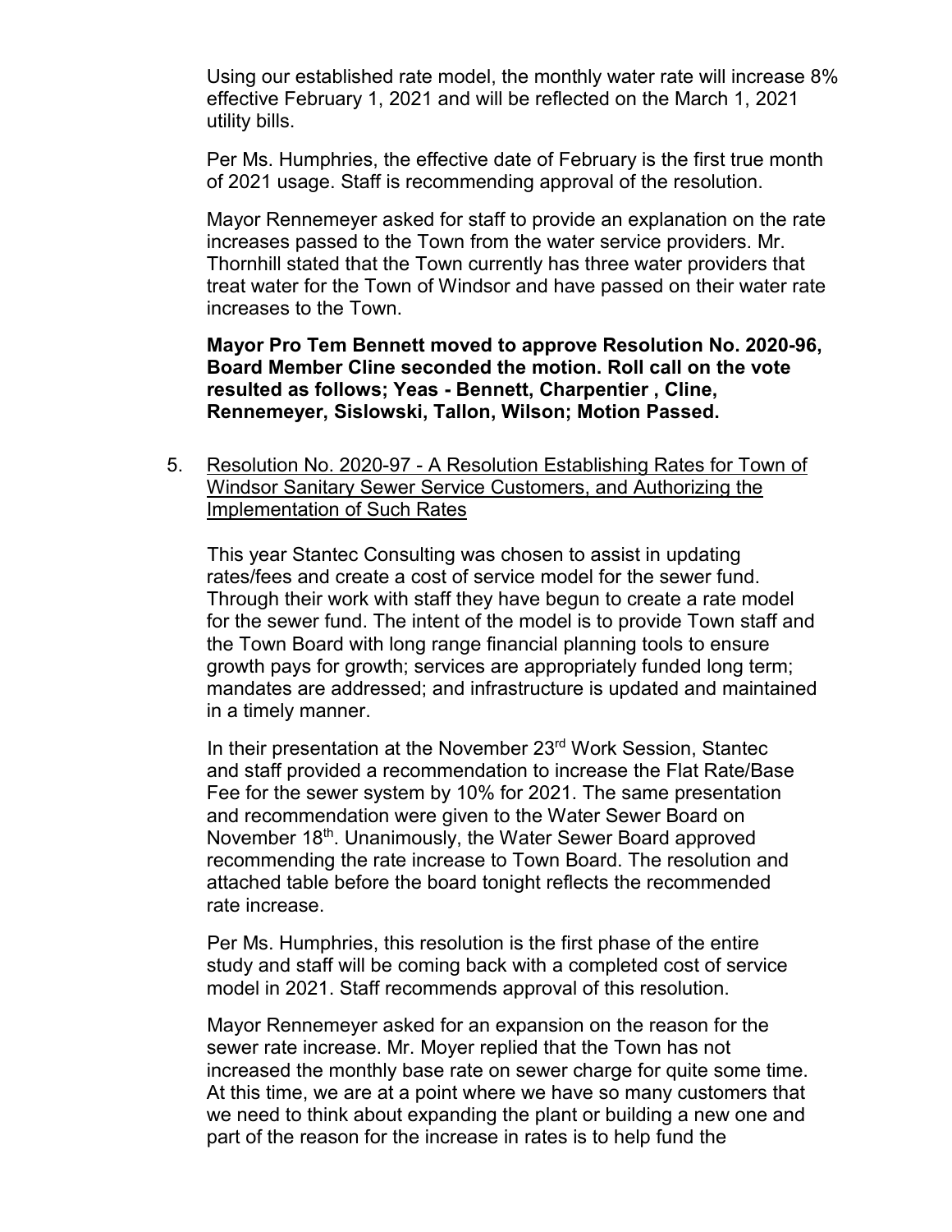Using our established rate model, the monthly water rate will increase 8% effective February 1, 2021 and will be reflected on the March 1, 2021 utility bills.

Per Ms. Humphries, the effective date of February is the first true month of 2021 usage. Staff is recommending approval of the resolution.

Mayor Rennemeyer asked for staff to provide an explanation on the rate increases passed to the Town from the water service providers. Mr. Thornhill stated that the Town currently has three water providers that treat water for the Town of Windsor and have passed on their water rate increases to the Town.

**Mayor Pro Tem Bennett moved to approve Resolution No. 2020-96, Board Member Cline seconded the motion. Roll call on the vote resulted as follows; Yeas - Bennett, Charpentier , Cline, Rennemeyer, Sislowski, Tallon, Wilson; Motion Passed.**

5. Resolution No. 2020-97 - A Resolution Establishing Rates for Town of Windsor Sanitary Sewer Service Customers, and Authorizing the Implementation of Such Rates

   This year Stantec Consulting was chosen to assist in updating rates/fees and create a cost of service model for the sewer fund. Through their work with staff they have begun to create a rate model for the sewer fund. The intent of the model is to provide Town staff and the Town Board with long range financial planning tools to ensure growth pays for growth; services are appropriately funded long term; mandates are addressed; and infrastructure is updated and maintained in a timely manner.

   In their presentation at the November 23rd Work Session, Stantec and staff provided a recommendation to increase the Flat Rate/Base Fee for the sewer system by 10% for 2021. The same presentation and recommendation were given to the Water Sewer Board on November 18th. Unanimously, the Water Sewer Board approved recommending the rate increase to Town Board. The resolution and attached table before the board tonight reflects the recommended rate increase.

   Per Ms. Humphries, this resolution is the first phase of the entire study and staff will be coming back with a completed cost of service model in 2021. Staff recommends approval of this resolution.

   Mayor Rennemeyer asked for an expansion on the reason for the sewer rate increase. Mr. Moyer replied that the Town has not increased the monthly base rate on sewer charge for quite some time. At this time, we are at a point where we have so many customers that we need to think about expanding the plant or building a new one and part of the reason for the increase in rates is to help fund the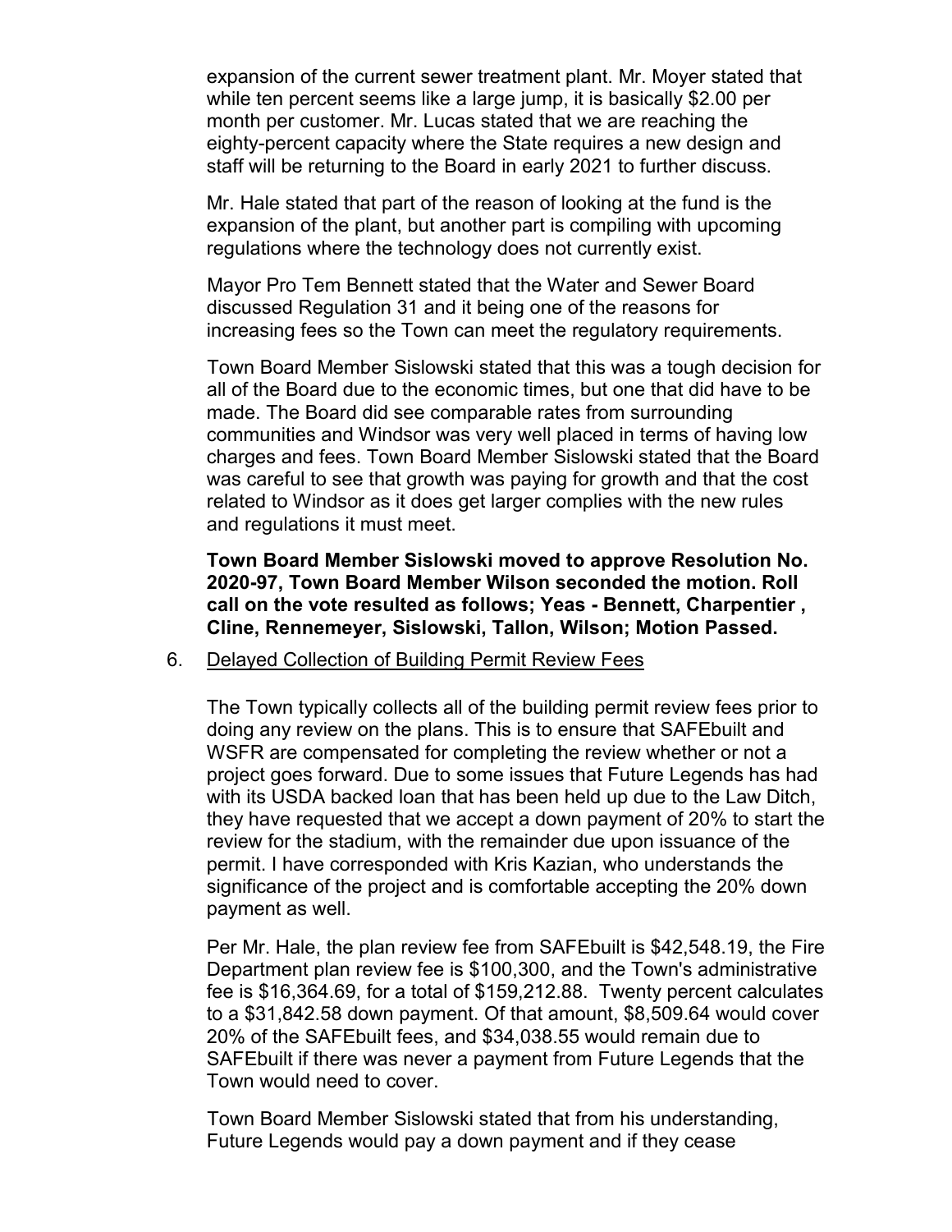expansion of the current sewer treatment plant. Mr. Moyer stated that while ten percent seems like a large jump, it is basically $2.00 per month per customer. Mr. Lucas stated that we are reaching the eighty-percent capacity where the State requires a new design and staff will be returning to the Board in early 2021 to further discuss.

Mr. Hale stated that part of the reason of looking at the fund is the expansion of the plant, but another part is compiling with upcoming regulations where the technology does not currently exist.

Mayor Pro Tem Bennett stated that the Water and Sewer Board discussed Regulation 31 and it being one of the reasons for increasing fees so the Town can meet the regulatory requirements.

Town Board Member Sislowski stated that this was a tough decision for all of the Board due to the economic times, but one that did have to be made. The Board did see comparable rates from surrounding communities and Windsor was very well placed in terms of having low charges and fees. Town Board Member Sislowski stated that the Board was careful to see that growth was paying for growth and that the cost related to Windsor as it does get larger complies with the new rules and regulations it must meet.

**Town Board Member Sislowski moved to approve Resolution No. 2020-97, Town Board Member Wilson seconded the motion. Roll call on the vote resulted as follows; Yeas - Bennett, Charpentier , Cline, Rennemeyer, Sislowski, Tallon, Wilson; Motion Passed.**

6. Delayed Collection of Building Permit Review Fees

The Town typically collects all of the building permit review fees prior to doing any review on the plans. This is to ensure that SAFEbuilt and WSFR are compensated for completing the review whether or not a project goes forward. Due to some issues that Future Legends has had with its USDA backed loan that has been held up due to the Law Ditch, they have requested that we accept a down payment of 20% to start the review for the stadium, with the remainder due upon issuance of the permit. I have corresponded with Kris Kazian, who understands the significance of the project and is comfortable accepting the 20% down payment as well.

Per Mr. Hale, the plan review fee from SAFEbuilt is $42,548.19, the Fire Department plan review fee is $100,300, and the Town's administrative fee is $16,364.69, for a total of $159,212.88. Twenty percent calculates to a $31,842.58 down payment. Of that amount, $8,509.64 would cover 20% of the SAFEbuilt fees, and $34,038.55 would remain due to SAFEbuilt if there was never a payment from Future Legends that the Town would need to cover.

Town Board Member Sislowski stated that from his understanding, Future Legends would pay a down payment and if they cease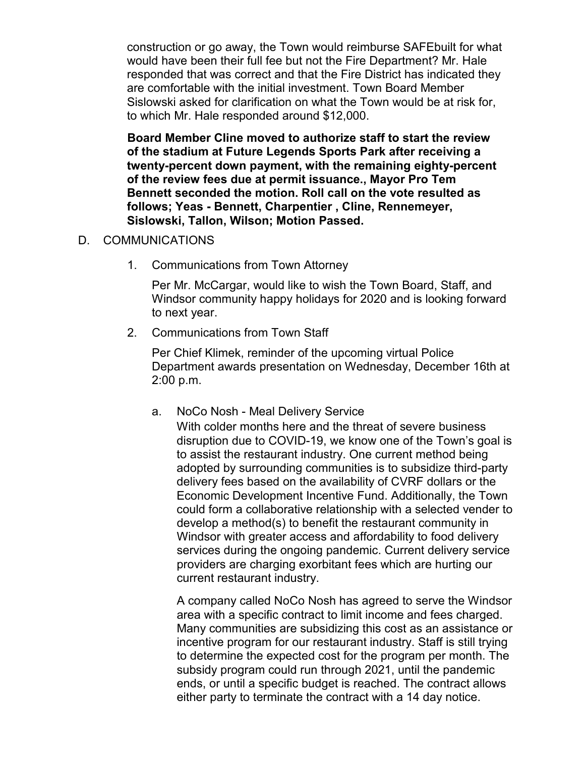construction or go away, the Town would reimburse SAFEbuilt for what would have been their full fee but not the Fire Department? Mr. Hale responded that was correct and that the Fire District has indicated they are comfortable with the initial investment. Town Board Member Sislowski asked for clarification on what the Town would be at risk for, to which Mr. Hale responded around $12,000.

**Board Member Cline moved to authorize staff to start the review of the stadium at Future Legends Sports Park after receiving a twenty-percent down payment, with the remaining eighty-percent of the review fees due at permit issuance., Mayor Pro Tem Bennett seconded the motion. Roll call on the vote resulted as follows; Yeas - Bennett, Charpentier , Cline, Rennemeyer, Sislowski, Tallon, Wilson; Motion Passed.**

D. COMMUNICATIONS

1. Communications from Town Attorney

   Per Mr. McCargar, would like to wish the Town Board, Staff, and Windsor community happy holidays for 2020 and is looking forward to next year.

2. Communications from Town Staff

   Per Chief Klimek, reminder of the upcoming virtual Police Department awards presentation on Wednesday, December 16th at 2:00 p.m.

   a. NoCo Nosh - Meal Delivery Service

      With colder months here and the threat of severe business disruption due to COVID-19, we know one of the Town's goal is to assist the restaurant industry. One current method being adopted by surrounding communities is to subsidize third-party delivery fees based on the availability of CVRF dollars or the Economic Development Incentive Fund. Additionally, the Town could form a collaborative relationship with a selected vender to develop a method(s) to benefit the restaurant community in Windsor with greater access and affordability to food delivery services during the ongoing pandemic. Current delivery service providers are charging exorbitant fees which are hurting our current restaurant industry.

      A company called NoCo Nosh has agreed to serve the Windsor area with a specific contract to limit income and fees charged. Many communities are subsidizing this cost as an assistance or incentive program for our restaurant industry. Staff is still trying to determine the expected cost for the program per month. The subsidy program could run through 2021, until the pandemic ends, or until a specific budget is reached. The contract allows either party to terminate the contract with a 14 day notice.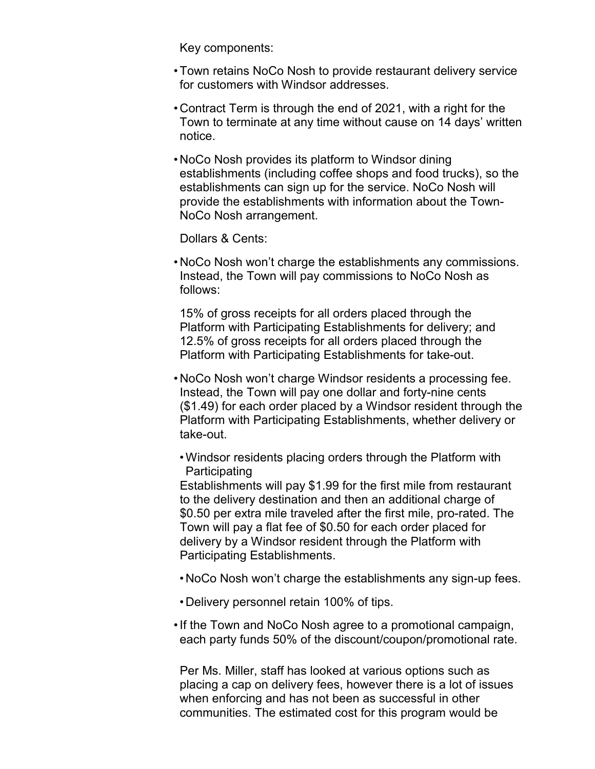Key components:

- Town retains NoCo Nosh to provide restaurant delivery service for customers with Windsor addresses.
- Contract Term is through the end of 2021, with a right for the Town to terminate at any time without cause on 14 days' written notice.
- NoCo Nosh provides its platform to Windsor dining establishments (including coffee shops and food trucks), so the establishments can sign up for the service. NoCo Nosh will provide the establishments with information about the Town-NoCo Nosh arrangement.

Dollars & Cents:

- NoCo Nosh won't charge the establishments any commissions. Instead, the Town will pay commissions to NoCo Nosh as follows:

  15% of gross receipts for all orders placed through the Platform with Participating Establishments for delivery; and 12.5% of gross receipts for all orders placed through the Platform with Participating Establishments for take-out.

- NoCo Nosh won't charge Windsor residents a processing fee. Instead, the Town will pay one dollar and forty-nine cents ($1.49) for each order placed by a Windsor resident through the Platform with Participating Establishments, whether delivery or take-out.

  - Windsor residents placing orders through the Platform with Participating Establishments will pay $1.99 for the first mile from restaurant to the delivery destination and then an additional charge of $0.50 per extra mile traveled after the first mile, pro-rated. The Town will pay a flat fee of $0.50 for each order placed for delivery by a Windsor resident through the Platform with Participating Establishments.
  - NoCo Nosh won't charge the establishments any sign-up fees.
  - Delivery personnel retain 100% of tips.

- If the Town and NoCo Nosh agree to a promotional campaign, each party funds 50% of the discount/coupon/promotional rate.

Per Ms. Miller, staff has looked at various options such as placing a cap on delivery fees, however there is a lot of issues when enforcing and has not been as successful in other communities. The estimated cost for this program would be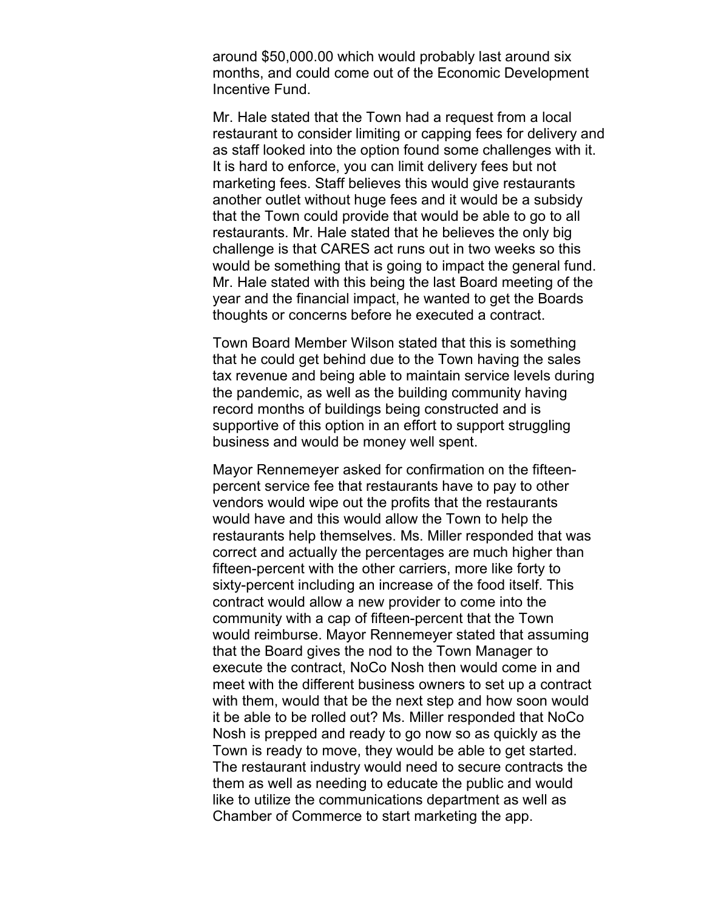around $50,000.00 which would probably last around six months, and could come out of the Economic Development Incentive Fund.

Mr. Hale stated that the Town had a request from a local restaurant to consider limiting or capping fees for delivery and as staff looked into the option found some challenges with it. It is hard to enforce, you can limit delivery fees but not marketing fees. Staff believes this would give restaurants another outlet without huge fees and it would be a subsidy that the Town could provide that would be able to go to all restaurants. Mr. Hale stated that he believes the only big challenge is that CARES act runs out in two weeks so this would be something that is going to impact the general fund. Mr. Hale stated with this being the last Board meeting of the year and the financial impact, he wanted to get the Boards thoughts or concerns before he executed a contract.

Town Board Member Wilson stated that this is something that he could get behind due to the Town having the sales tax revenue and being able to maintain service levels during the pandemic, as well as the building community having record months of buildings being constructed and is supportive of this option in an effort to support struggling business and would be money well spent.

Mayor Rennemeyer asked for confirmation on the fifteen-percent service fee that restaurants have to pay to other vendors would wipe out the profits that the restaurants would have and this would allow the Town to help the restaurants help themselves. Ms. Miller responded that was correct and actually the percentages are much higher than fifteen-percent with the other carriers, more like forty to sixty-percent including an increase of the food itself. This contract would allow a new provider to come into the community with a cap of fifteen-percent that the Town would reimburse. Mayor Rennemeyer stated that assuming that the Board gives the nod to the Town Manager to execute the contract, NoCo Nosh then would come in and meet with the different business owners to set up a contract with them, would that be the next step and how soon would it be able to be rolled out? Ms. Miller responded that NoCo Nosh is prepped and ready to go now so as quickly as the Town is ready to move, they would be able to get started. The restaurant industry would need to secure contracts the them as well as needing to educate the public and would like to utilize the communications department as well as Chamber of Commerce to start marketing the app.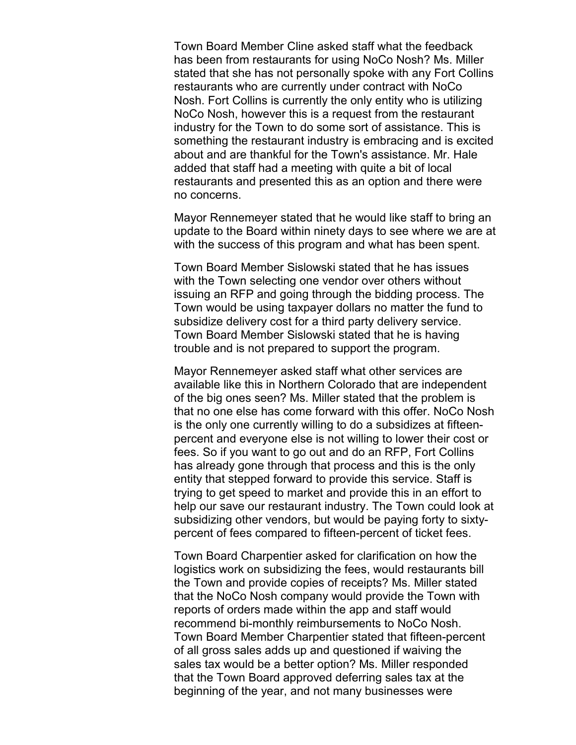Town Board Member Cline asked staff what the feedback has been from restaurants for using NoCo Nosh? Ms. Miller stated that she has not personally spoke with any Fort Collins restaurants who are currently under contract with NoCo Nosh. Fort Collins is currently the only entity who is utilizing NoCo Nosh, however this is a request from the restaurant industry for the Town to do some sort of assistance. This is something the restaurant industry is embracing and is excited about and are thankful for the Town's assistance. Mr. Hale added that staff had a meeting with quite a bit of local restaurants and presented this as an option and there were no concerns.

Mayor Rennemeyer stated that he would like staff to bring an update to the Board within ninety days to see where we are at with the success of this program and what has been spent.

Town Board Member Sislowski stated that he has issues with the Town selecting one vendor over others without issuing an RFP and going through the bidding process. The Town would be using taxpayer dollars no matter the fund to subsidize delivery cost for a third party delivery service. Town Board Member Sislowski stated that he is having trouble and is not prepared to support the program.

Mayor Rennemeyer asked staff what other services are available like this in Northern Colorado that are independent of the big ones seen? Ms. Miller stated that the problem is that no one else has come forward with this offer. NoCo Nosh is the only one currently willing to do a subsidizes at fifteen-percent and everyone else is not willing to lower their cost or fees. So if you want to go out and do an RFP, Fort Collins has already gone through that process and this is the only entity that stepped forward to provide this service. Staff is trying to get speed to market and provide this in an effort to help our save our restaurant industry. The Town could look at subsidizing other vendors, but would be paying forty to sixty-percent of fees compared to fifteen-percent of ticket fees.

Town Board Charpentier asked for clarification on how the logistics work on subsidizing the fees, would restaurants bill the Town and provide copies of receipts? Ms. Miller stated that the NoCo Nosh company would provide the Town with reports of orders made within the app and staff would recommend bi-monthly reimbursements to NoCo Nosh. Town Board Member Charpentier stated that fifteen-percent of all gross sales adds up and questioned if waiving the sales tax would be a better option? Ms. Miller responded that the Town Board approved deferring sales tax at the beginning of the year, and not many businesses were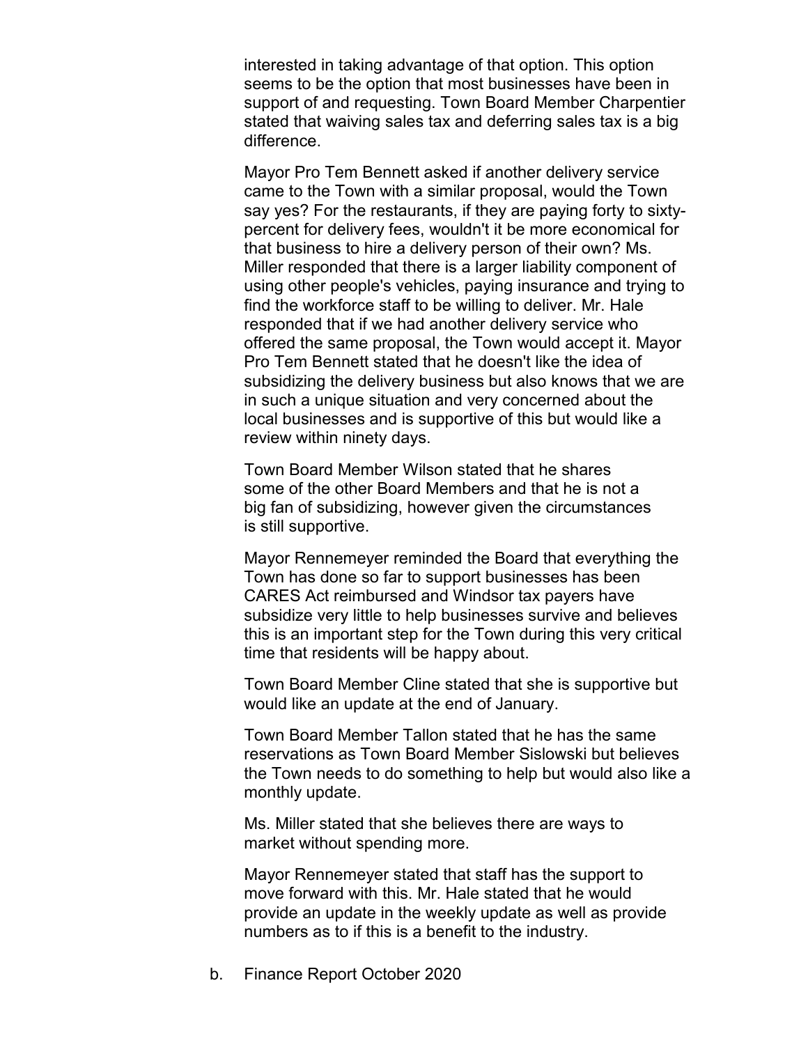interested in taking advantage of that option. This option seems to be the option that most businesses have been in support of and requesting. Town Board Member Charpentier stated that waiving sales tax and deferring sales tax is a big difference.

Mayor Pro Tem Bennett asked if another delivery service came to the Town with a similar proposal, would the Town say yes? For the restaurants, if they are paying forty to sixty-percent for delivery fees, wouldn't it be more economical for that business to hire a delivery person of their own? Ms. Miller responded that there is a larger liability component of using other people's vehicles, paying insurance and trying to find the workforce staff to be willing to deliver. Mr. Hale responded that if we had another delivery service who offered the same proposal, the Town would accept it. Mayor Pro Tem Bennett stated that he doesn't like the idea of subsidizing the delivery business but also knows that we are in such a unique situation and very concerned about the local businesses and is supportive of this but would like a review within ninety days.

Town Board Member Wilson stated that he shares some of the other Board Members and that he is not a big fan of subsidizing, however given the circumstances is still supportive.

Mayor Rennemeyer reminded the Board that everything the Town has done so far to support businesses has been CARES Act reimbursed and Windsor tax payers have subsidize very little to help businesses survive and believes this is an important step for the Town during this very critical time that residents will be happy about.

Town Board Member Cline stated that she is supportive but would like an update at the end of January.

Town Board Member Tallon stated that he has the same reservations as Town Board Member Sislowski but believes the Town needs to do something to help but would also like a monthly update.

Ms. Miller stated that she believes there are ways to market without spending more.

Mayor Rennemeyer stated that staff has the support to move forward with this. Mr. Hale stated that he would provide an update in the weekly update as well as provide numbers as to if this is a benefit to the industry.

b. Finance Report October 2020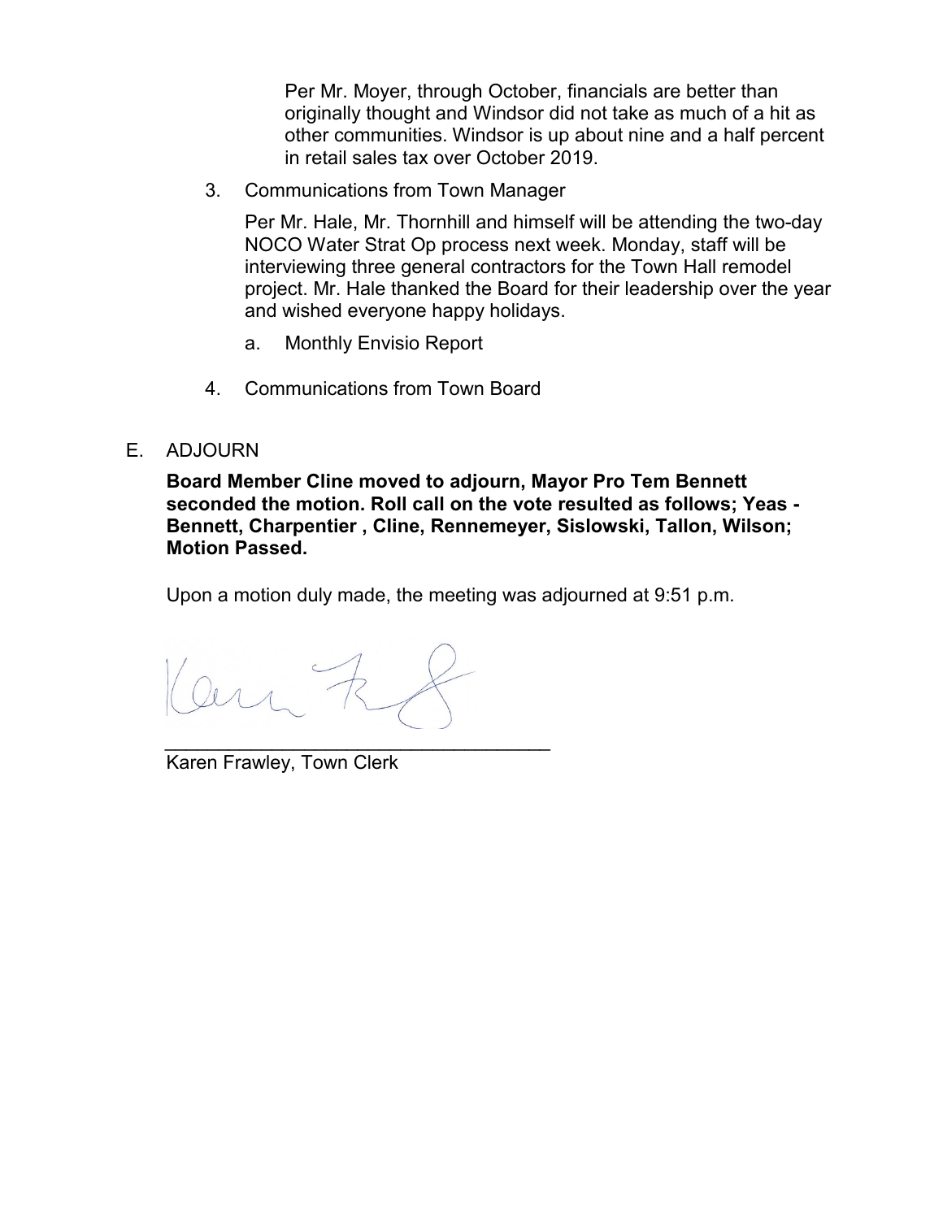Per Mr. Moyer, through October, financials are better than originally thought and Windsor did not take as much of a hit as other communities. Windsor is up about nine and a half percent in retail sales tax over October 2019.

3. Communications from Town Manager

   Per Mr. Hale, Mr. Thornhill and himself will be attending the two-day NOCO Water Strat Op process next week. Monday, staff will be interviewing three general contractors for the Town Hall remodel project. Mr. Hale thanked the Board for their leadership over the year and wished everyone happy holidays.

   a. Monthly Envisio Report

4. Communications from Town Board

E. ADJOURN

**Board Member Cline moved to adjourn, Mayor Pro Tem Bennett seconded the motion. Roll call on the vote resulted as follows; Yeas - Bennett, Charpentier , Cline, Rennemeyer, Sislowski, Tallon, Wilson; Motion Passed.**

Upon a motion duly made, the meeting was adjourned at 9:51 p.m.

_________________________________

Karen Frawley, Town Clerk